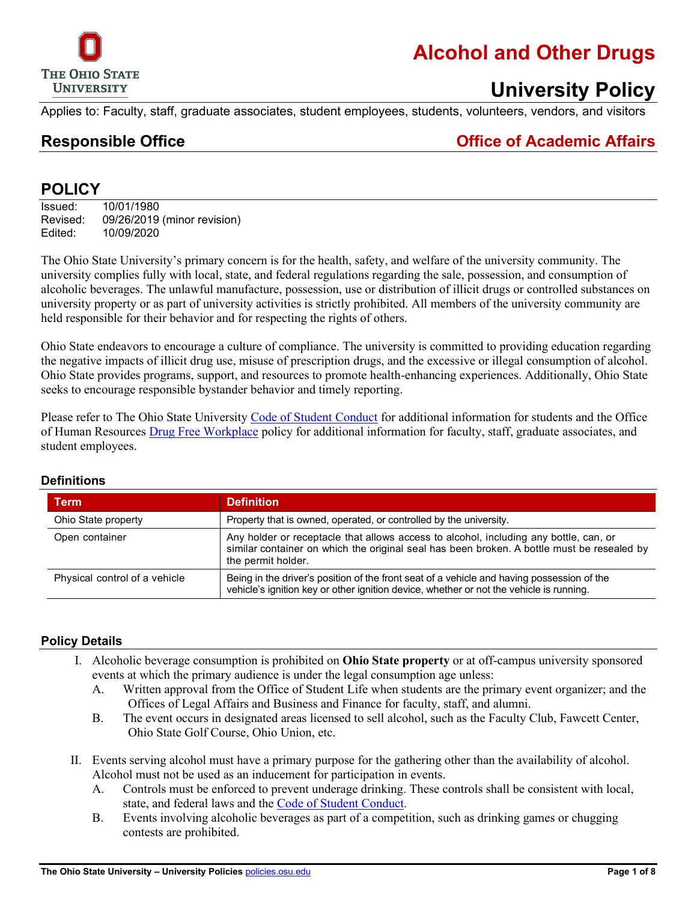# Alcohol and Other Drugs

## University Policy

Applies to: Faculty, staff, graduate associates, student employees, students, volunteers, vendors, and visitors

**Responsible Office** — **Office of Academic Affairs**

## POLICY

Issued: 10/01/1980
Revised: 09/26/2019 (minor revision)
Edited: 10/09/2020

The Ohio State University's primary concern is for the health, safety, and welfare of the university community. The university complies fully with local, state, and federal regulations regarding the sale, possession, and consumption of alcoholic beverages. The unlawful manufacture, possession, use or distribution of illicit drugs or controlled substances on university property or as part of university activities is strictly prohibited. All members of the university community are held responsible for their behavior and for respecting the rights of others.

Ohio State endeavors to encourage a culture of compliance. The university is committed to providing education regarding the negative impacts of illicit drug use, misuse of prescription drugs, and the excessive or illegal consumption of alcohol. Ohio State provides programs, support, and resources to promote health-enhancing experiences. Additionally, Ohio State seeks to encourage responsible bystander behavior and timely reporting.

Please refer to The Ohio State University Code of Student Conduct for additional information for students and the Office of Human Resources Drug Free Workplace policy for additional information for faculty, staff, graduate associates, and student employees.

### Definitions

| Term | Definition |
|---|---|
| Ohio State property | Property that is owned, operated, or controlled by the university. |
| Open container | Any holder or receptacle that allows access to alcohol, including any bottle, can, or similar container on which the original seal has been broken. A bottle must be resealed by the permit holder. |
| Physical control of a vehicle | Being in the driver's position of the front seat of a vehicle and having possession of the vehicle's ignition key or other ignition device, whether or not the vehicle is running. |

### Policy Details

I. Alcoholic beverage consumption is prohibited on **Ohio State property** or at off-campus university sponsored events at which the primary audience is under the legal consumption age unless:
   A. Written approval from the Office of Student Life when students are the primary event organizer; and the Offices of Legal Affairs and Business and Finance for faculty, staff, and alumni.
   B. The event occurs in designated areas licensed to sell alcohol, such as the Faculty Club, Fawcett Center, Ohio State Golf Course, Ohio Union, etc.

II. Events serving alcohol must have a primary purpose for the gathering other than the availability of alcohol. Alcohol must not be used as an inducement for participation in events.
   A. Controls must be enforced to prevent underage drinking. These controls shall be consistent with local, state, and federal laws and the Code of Student Conduct.
   B. Events involving alcoholic beverages as part of a competition, such as drinking games or chugging contests are prohibited.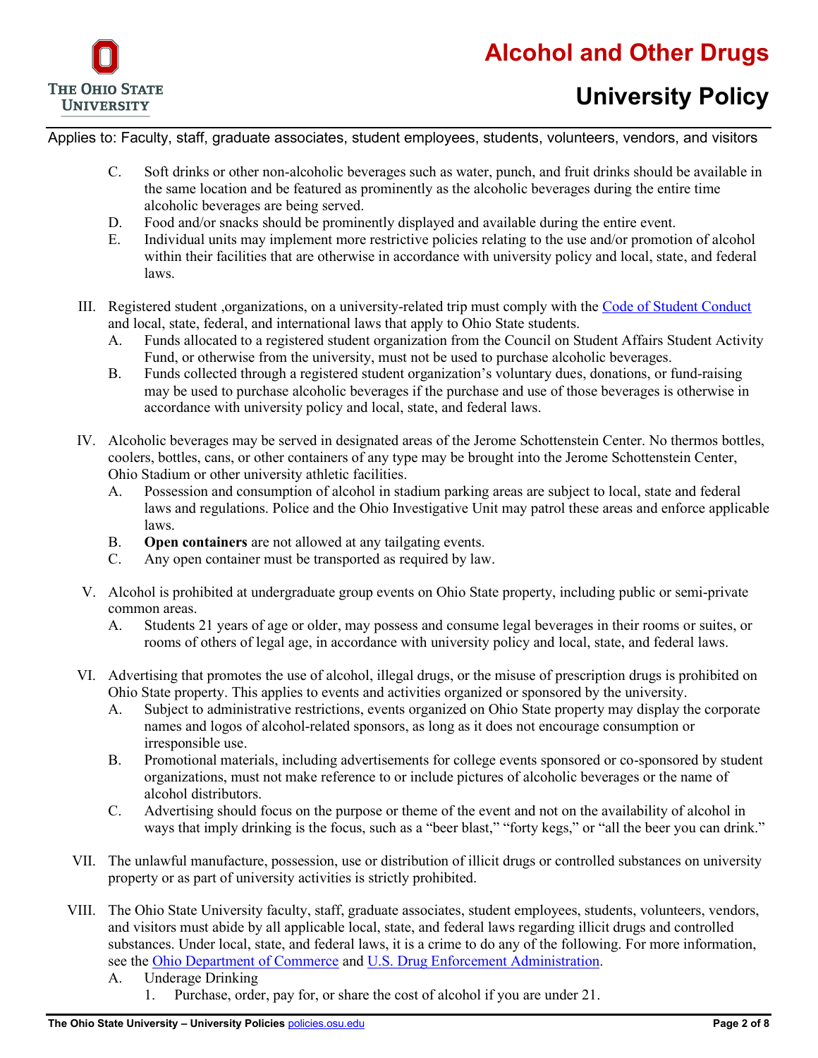C. Soft drinks or other non-alcoholic beverages such as water, punch, and fruit drinks should be available in the same location and be featured as prominently as the alcoholic beverages during the entire time alcoholic beverages are being served.

D. Food and/or snacks should be prominently displayed and available during the entire event.

E. Individual units may implement more restrictive policies relating to the use and/or promotion of alcohol within their facilities that are otherwise in accordance with university policy and local, state, and federal laws.

III. Registered student ,organizations, on a university-related trip must comply with the [Code of Student Conduct](#) and local, state, federal, and international laws that apply to Ohio State students.

A. Funds allocated to a registered student organization from the Council on Student Affairs Student Activity Fund, or otherwise from the university, must not be used to purchase alcoholic beverages.

B. Funds collected through a registered student organization's voluntary dues, donations, or fund-raising may be used to purchase alcoholic beverages if the purchase and use of those beverages is otherwise in accordance with university policy and local, state, and federal laws.

IV. Alcoholic beverages may be served in designated areas of the Jerome Schottenstein Center. No thermos bottles, coolers, bottles, cans, or other containers of any type may be brought into the Jerome Schottenstein Center, Ohio Stadium or other university athletic facilities.

A. Possession and consumption of alcohol in stadium parking areas are subject to local, state and federal laws and regulations. Police and the Ohio Investigative Unit may patrol these areas and enforce applicable laws.

B. **Open containers** are not allowed at any tailgating events.

C. Any open container must be transported as required by law.

V. Alcohol is prohibited at undergraduate group events on Ohio State property, including public or semi-private common areas.

A. Students 21 years of age or older, may possess and consume legal beverages in their rooms or suites, or rooms of others of legal age, in accordance with university policy and local, state, and federal laws.

VI. Advertising that promotes the use of alcohol, illegal drugs, or the misuse of prescription drugs is prohibited on Ohio State property. This applies to events and activities organized or sponsored by the university.

A. Subject to administrative restrictions, events organized on Ohio State property may display the corporate names and logos of alcohol-related sponsors, as long as it does not encourage consumption or irresponsible use.

B. Promotional materials, including advertisements for college events sponsored or co-sponsored by student organizations, must not make reference to or include pictures of alcoholic beverages or the name of alcohol distributors.

C. Advertising should focus on the purpose or theme of the event and not on the availability of alcohol in ways that imply drinking is the focus, such as a "beer blast," "forty kegs," or "all the beer you can drink."

VII. The unlawful manufacture, possession, use or distribution of illicit drugs or controlled substances on university property or as part of university activities is strictly prohibited.

VIII. The Ohio State University faculty, staff, graduate associates, student employees, students, volunteers, vendors, and visitors must abide by all applicable local, state, and federal laws regarding illicit drugs and controlled substances. Under local, state, and federal laws, it is a crime to do any of the following. For more information, see the [Ohio Department of Commerce](#) and [U.S. Drug Enforcement Administration](#).

A. Underage Drinking

1. Purchase, order, pay for, or share the cost of alcohol if you are under 21.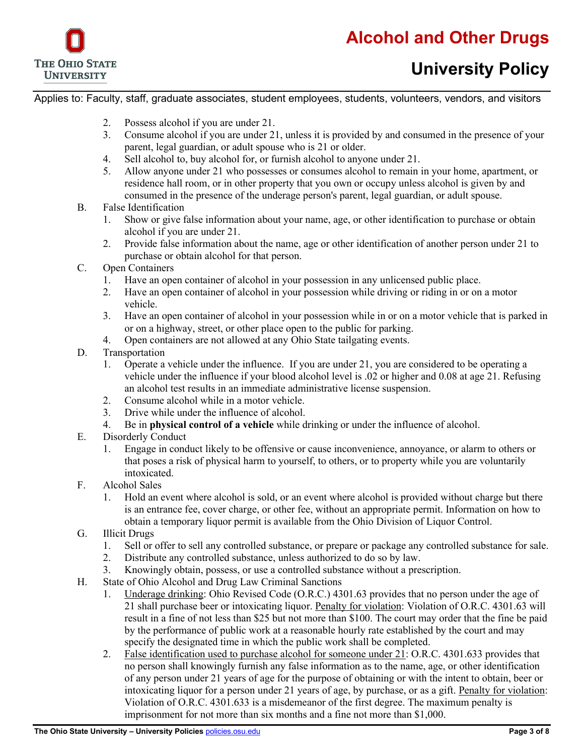2. Possess alcohol if you are under 21.
3. Consume alcohol if you are under 21, unless it is provided by and consumed in the presence of your parent, legal guardian, or adult spouse who is 21 or older.
4. Sell alcohol to, buy alcohol for, or furnish alcohol to anyone under 21.
5. Allow anyone under 21 who possesses or consumes alcohol to remain in your home, apartment, or residence hall room, or in other property that you own or occupy unless alcohol is given by and consumed in the presence of the underage person's parent, legal guardian, or adult spouse.

B. False Identification
   1. Show or give false information about your name, age, or other identification to purchase or obtain alcohol if you are under 21.
   2. Provide false information about the name, age or other identification of another person under 21 to purchase or obtain alcohol for that person.

C. Open Containers
   1. Have an open container of alcohol in your possession in any unlicensed public place.
   2. Have an open container of alcohol in your possession while driving or riding in or on a motor vehicle.
   3. Have an open container of alcohol in your possession while in or on a motor vehicle that is parked in or on a highway, street, or other place open to the public for parking.
   4. Open containers are not allowed at any Ohio State tailgating events.

D. Transportation
   1. Operate a vehicle under the influence. If you are under 21, you are considered to be operating a vehicle under the influence if your blood alcohol level is .02 or higher and 0.08 at age 21. Refusing an alcohol test results in an immediate administrative license suspension.
   2. Consume alcohol while in a motor vehicle.
   3. Drive while under the influence of alcohol.
   4. Be in **physical control of a vehicle** while drinking or under the influence of alcohol.

E. Disorderly Conduct
   1. Engage in conduct likely to be offensive or cause inconvenience, annoyance, or alarm to others or that poses a risk of physical harm to yourself, to others, or to property while you are voluntarily intoxicated.

F. Alcohol Sales
   1. Hold an event where alcohol is sold, or an event where alcohol is provided without charge but there is an entrance fee, cover charge, or other fee, without an appropriate permit. Information on how to obtain a temporary liquor permit is available from the Ohio Division of Liquor Control.

G. Illicit Drugs
   1. Sell or offer to sell any controlled substance, or prepare or package any controlled substance for sale.
   2. Distribute any controlled substance, unless authorized to do so by law.
   3. Knowingly obtain, possess, or use a controlled substance without a prescription.

H. State of Ohio Alcohol and Drug Law Criminal Sanctions
   1. Underage drinking: Ohio Revised Code (O.R.C.) 4301.63 provides that no person under the age of 21 shall purchase beer or intoxicating liquor. Penalty for violation: Violation of O.R.C. 4301.63 will result in a fine of not less than $25 but not more than $100. The court may order that the fine be paid by the performance of public work at a reasonable hourly rate established by the court and may specify the designated time in which the public work shall be completed.
   2. False identification used to purchase alcohol for someone under 21: O.R.C. 4301.633 provides that no person shall knowingly furnish any false information as to the name, age, or other identification of any person under 21 years of age for the purpose of obtaining or with the intent to obtain, beer or intoxicating liquor for a person under 21 years of age, by purchase, or as a gift. Penalty for violation: Violation of O.R.C. 4301.633 is a misdemeanor of the first degree. The maximum penalty is imprisonment for not more than six months and a fine not more than $1,000.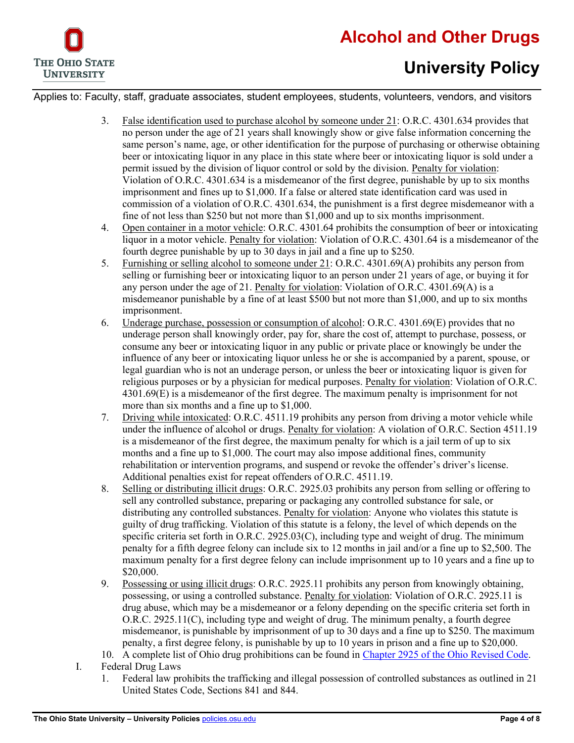3. False identification used to purchase alcohol by someone under 21: O.R.C. 4301.634 provides that no person under the age of 21 years shall knowingly show or give false information concerning the same person's name, age, or other identification for the purpose of purchasing or otherwise obtaining beer or intoxicating liquor in any place in this state where beer or intoxicating liquor is sold under a permit issued by the division of liquor control or sold by the division. Penalty for violation: Violation of O.R.C. 4301.634 is a misdemeanor of the first degree, punishable by up to six months imprisonment and fines up to $1,000. If a false or altered state identification card was used in commission of a violation of O.R.C. 4301.634, the punishment is a first degree misdemeanor with a fine of not less than $250 but not more than $1,000 and up to six months imprisonment.
4. Open container in a motor vehicle: O.R.C. 4301.64 prohibits the consumption of beer or intoxicating liquor in a motor vehicle. Penalty for violation: Violation of O.R.C. 4301.64 is a misdemeanor of the fourth degree punishable by up to 30 days in jail and a fine up to $250.
5. Furnishing or selling alcohol to someone under 21: O.R.C. 4301.69(A) prohibits any person from selling or furnishing beer or intoxicating liquor to an person under 21 years of age, or buying it for any person under the age of 21. Penalty for violation: Violation of O.R.C. 4301.69(A) is a misdemeanor punishable by a fine of at least $500 but not more than $1,000, and up to six months imprisonment.
6. Underage purchase, possession or consumption of alcohol: O.R.C. 4301.69(E) provides that no underage person shall knowingly order, pay for, share the cost of, attempt to purchase, possess, or consume any beer or intoxicating liquor in any public or private place or knowingly be under the influence of any beer or intoxicating liquor unless he or she is accompanied by a parent, spouse, or legal guardian who is not an underage person, or unless the beer or intoxicating liquor is given for religious purposes or by a physician for medical purposes. Penalty for violation: Violation of O.R.C. 4301.69(E) is a misdemeanor of the first degree. The maximum penalty is imprisonment for not more than six months and a fine of up to $1,000.
7. Driving while intoxicated: O.R.C. 4511.19 prohibits any person from driving a motor vehicle while under the influence of alcohol or drugs. Penalty for violation: A violation of O.R.C. Section 4511.19 is a misdemeanor of the first degree, the maximum penalty for which is a jail term of up to six months and a fine up to $1,000. The court may also impose additional fines, community rehabilitation or intervention programs, and suspend or revoke the offender's driver's license. Additional penalties exist for repeat offenders of O.R.C. 4511.19.
8. Selling or distributing illicit drugs: O.R.C. 2925.03 prohibits any person from selling or offering to sell any controlled substance, preparing or packaging any controlled substance for sale, or distributing any controlled substances. Penalty for violation: Anyone who violates this statute is guilty of drug trafficking. Violation of this statute is a felony, the level of which depends on the specific criteria set forth in O.R.C. 2925.03(C), including type and weight of drug. The minimum penalty for a fifth degree felony can include six to 12 months in jail and/or a fine up to $2,500. The maximum penalty for a first degree felony can include imprisonment up to 10 years and a fine up to $20,000.
9. Possessing or using illicit drugs: O.R.C. 2925.11 prohibits any person from knowingly obtaining, possessing, or using a controlled substance. Penalty for violation: Violation of O.R.C. 2925.11 is drug abuse, which may be a misdemeanor or a felony depending on the specific criteria set forth in O.R.C. 2925.11(C), including type and weight of drug. The minimum penalty, a fourth degree misdemeanor, is punishable by imprisonment of up to 30 days and a fine up to $250. The maximum penalty, a first degree felony, is punishable by up to 10 years in prison and a fine up to $20,000.
10. A complete list of Ohio drug prohibitions can be found in Chapter 2925 of the Ohio Revised Code.

I. Federal Drug Laws
   1. Federal law prohibits the trafficking and illegal possession of controlled substances as outlined in 21 United States Code, Sections 841 and 844.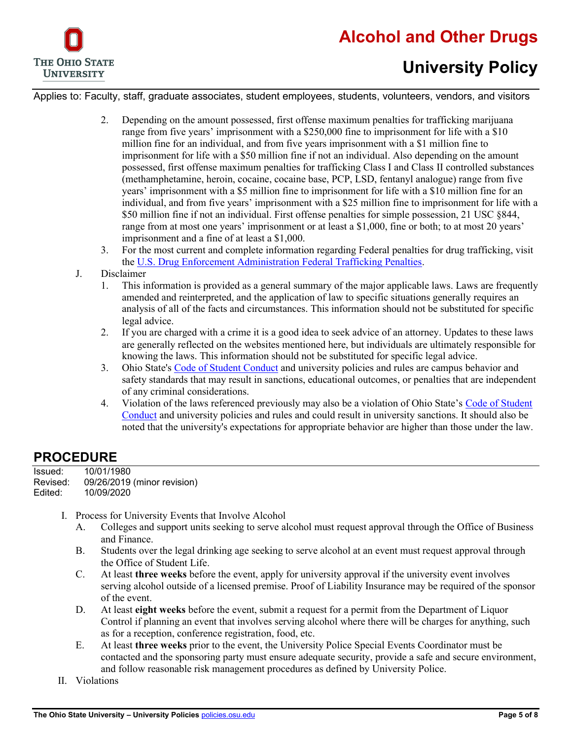2. Depending on the amount possessed, first offense maximum penalties for trafficking marijuana range from five years' imprisonment with a $250,000 fine to imprisonment for life with a $10 million fine for an individual, and from five years imprisonment with a $1 million fine to imprisonment for life with a $50 million fine if not an individual. Also depending on the amount possessed, first offense maximum penalties for trafficking Class I and Class II controlled substances (methamphetamine, heroin, cocaine, cocaine base, PCP, LSD, fentanyl analogue) range from five years' imprisonment with a $5 million fine to imprisonment for life with a $10 million fine for an individual, and from five years' imprisonment with a $25 million fine to imprisonment for life with a $50 million fine if not an individual. First offense penalties for simple possession, 21 USC §844, range from at most one years' imprisonment or at least a $1,000, fine or both; to at most 20 years' imprisonment and a fine of at least a $1,000.
3. For the most current and complete information regarding Federal penalties for drug trafficking, visit the [U.S. Drug Enforcement Administration Federal Trafficking Penalties](#).

J. Disclaimer
1. This information is provided as a general summary of the major applicable laws. Laws are frequently amended and reinterpreted, and the application of law to specific situations generally requires an analysis of all of the facts and circumstances. This information should not be substituted for specific legal advice.
2. If you are charged with a crime it is a good idea to seek advice of an attorney. Updates to these laws are generally reflected on the websites mentioned here, but individuals are ultimately responsible for knowing the laws. This information should not be substituted for specific legal advice.
3. Ohio State's [Code of Student Conduct](#) and university policies and rules are campus behavior and safety standards that may result in sanctions, educational outcomes, or penalties that are independent of any criminal considerations.
4. Violation of the laws referenced previously may also be a violation of Ohio State's [Code of Student Conduct](#) and university policies and rules and could result in university sanctions. It should also be noted that the university's expectations for appropriate behavior are higher than those under the law.

## PROCEDURE

Issued: 10/01/1980
Revised: 09/26/2019 (minor revision)
Edited: 10/09/2020

I. Process for University Events that Involve Alcohol
   A. Colleges and support units seeking to serve alcohol must request approval through the Office of Business and Finance.
   B. Students over the legal drinking age seeking to serve alcohol at an event must request approval through the Office of Student Life.
   C. At least **three weeks** before the event, apply for university approval if the university event involves serving alcohol outside of a licensed premise. Proof of Liability Insurance may be required of the sponsor of the event.
   D. At least **eight weeks** before the event, submit a request for a permit from the Department of Liquor Control if planning an event that involves serving alcohol where there will be charges for anything, such as for a reception, conference registration, food, etc.
   E. At least **three weeks** prior to the event, the University Police Special Events Coordinator must be contacted and the sponsoring party must ensure adequate security, provide a safe and secure environment, and follow reasonable risk management procedures as defined by University Police.

II. Violations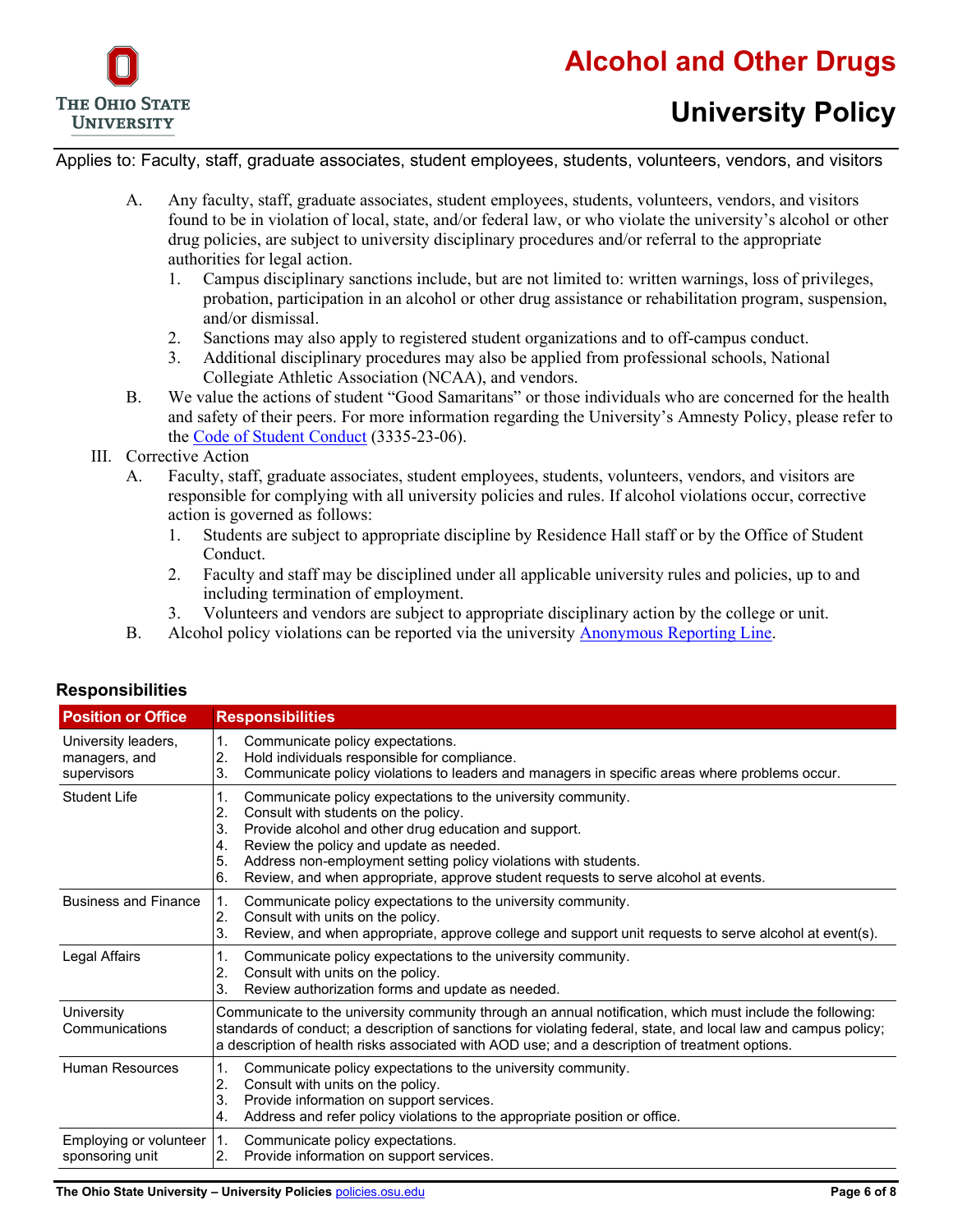Applies to: Faculty, staff, graduate associates, student employees, students, volunteers, vendors, and visitors

A. Any faculty, staff, graduate associates, student employees, students, volunteers, vendors, and visitors found to be in violation of local, state, and/or federal law, or who violate the university's alcohol or other drug policies, are subject to university disciplinary procedures and/or referral to the appropriate authorities for legal action.
   1. Campus disciplinary sanctions include, but are not limited to: written warnings, loss of privileges, probation, participation in an alcohol or other drug assistance or rehabilitation program, suspension, and/or dismissal.
   2. Sanctions may also apply to registered student organizations and to off-campus conduct.
   3. Additional disciplinary procedures may also be applied from professional schools, National Collegiate Athletic Association (NCAA), and vendors.

B. We value the actions of student "Good Samaritans" or those individuals who are concerned for the health and safety of their peers. For more information regarding the University's Amnesty Policy, please refer to the Code of Student Conduct (3335-23-06).

III. Corrective Action

A. Faculty, staff, graduate associates, student employees, students, volunteers, vendors, and visitors are responsible for complying with all university policies and rules. If alcohol violations occur, corrective action is governed as follows:
   1. Students are subject to appropriate discipline by Residence Hall staff or by the Office of Student Conduct.
   2. Faculty and staff may be disciplined under all applicable university rules and policies, up to and including termination of employment.
   3. Volunteers and vendors are subject to appropriate disciplinary action by the college or unit.

B. Alcohol policy violations can be reported via the university Anonymous Reporting Line.

## Responsibilities

| Position or Office | Responsibilities |
|---|---|
| University leaders, managers, and supervisors | 1. Communicate policy expectations.<br>2. Hold individuals responsible for compliance.<br>3. Communicate policy violations to leaders and managers in specific areas where problems occur. |
| Student Life | 1. Communicate policy expectations to the university community.<br>2. Consult with students on the policy.<br>3. Provide alcohol and other drug education and support.<br>4. Review the policy and update as needed.<br>5. Address non-employment setting policy violations with students.<br>6. Review, and when appropriate, approve student requests to serve alcohol at events. |
| Business and Finance | 1. Communicate policy expectations to the university community.<br>2. Consult with units on the policy.<br>3. Review, and when appropriate, approve college and support unit requests to serve alcohol at event(s). |
| Legal Affairs | 1. Communicate policy expectations to the university community.<br>2. Consult with units on the policy.<br>3. Review authorization forms and update as needed. |
| University Communications | Communicate to the university community through an annual notification, which must include the following: standards of conduct; a description of sanctions for violating federal, state, and local law and campus policy; a description of health risks associated with AOD use; and a description of treatment options. |
| Human Resources | 1. Communicate policy expectations to the university community.<br>2. Consult with units on the policy.<br>3. Provide information on support services.<br>4. Address and refer policy violations to the appropriate position or office. |
| Employing or volunteer sponsoring unit | 1. Communicate policy expectations.<br>2. Provide information on support services. |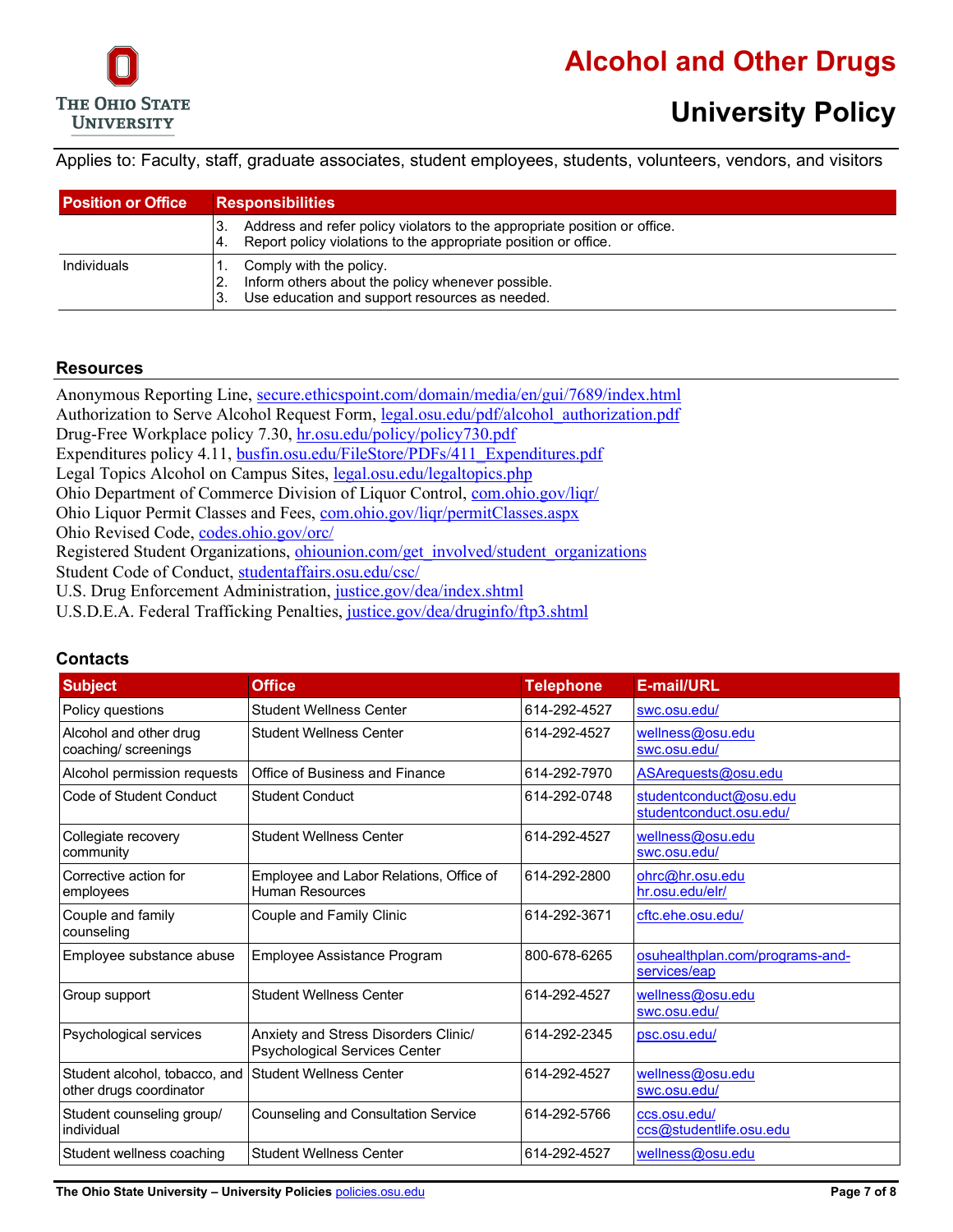| Position or Office | Responsibilities |
| --- | --- |
| | 3. Address and refer policy violators to the appropriate position or office.<br>4. Report policy violations to the appropriate position or office. |
| Individuals | 1. Comply with the policy.<br>2. Inform others about the policy whenever possible.<br>3. Use education and support resources as needed. |

## Resources

Anonymous Reporting Line, secure.ethicspoint.com/domain/media/en/gui/7689/index.html
Authorization to Serve Alcohol Request Form, legal.osu.edu/pdf/alcohol_authorization.pdf
Drug-Free Workplace policy 7.30, hr.osu.edu/policy/policy730.pdf
Expenditures policy 4.11, busfin.osu.edu/FileStore/PDFs/411_Expenditures.pdf
Legal Topics Alcohol on Campus Sites, legal.osu.edu/legaltopics.php
Ohio Department of Commerce Division of Liquor Control, com.ohio.gov/liqr/
Ohio Liquor Permit Classes and Fees, com.ohio.gov/liqr/permitClasses.aspx
Ohio Revised Code, codes.ohio.gov/orc/
Registered Student Organizations, ohiounion.com/get_involved/student_organizations
Student Code of Conduct, studentaffairs.osu.edu/csc/
U.S. Drug Enforcement Administration, justice.gov/dea/index.shtml
U.S.D.E.A. Federal Trafficking Penalties, justice.gov/dea/druginfo/ftp3.shtml

## Contacts

| Subject | Office | Telephone | E-mail/URL |
| --- | --- | --- | --- |
| Policy questions | Student Wellness Center | 614-292-4527 | swc.osu.edu/ |
| Alcohol and other drug coaching/ screenings | Student Wellness Center | 614-292-4527 | wellness@osu.edu<br>swc.osu.edu/ |
| Alcohol permission requests | Office of Business and Finance | 614-292-7970 | ASArequests@osu.edu |
| Code of Student Conduct | Student Conduct | 614-292-0748 | studentconduct@osu.edu<br>studentconduct.osu.edu/ |
| Collegiate recovery community | Student Wellness Center | 614-292-4527 | wellness@osu.edu<br>swc.osu.edu/ |
| Corrective action for employees | Employee and Labor Relations, Office of Human Resources | 614-292-2800 | ohrc@hr.osu.edu<br>hr.osu.edu/elr/ |
| Couple and family counseling | Couple and Family Clinic | 614-292-3671 | cftc.ehe.osu.edu/ |
| Employee substance abuse | Employee Assistance Program | 800-678-6265 | osuhealthplan.com/programs-and-services/eap |
| Group support | Student Wellness Center | 614-292-4527 | wellness@osu.edu<br>swc.osu.edu/ |
| Psychological services | Anxiety and Stress Disorders Clinic/ Psychological Services Center | 614-292-2345 | psc.osu.edu/ |
| Student alcohol, tobacco, and other drugs coordinator | Student Wellness Center | 614-292-4527 | wellness@osu.edu<br>swc.osu.edu/ |
| Student counseling group/ individual | Counseling and Consultation Service | 614-292-5766 | ccs.osu.edu/<br>ccs@studentlife.osu.edu |
| Student wellness coaching | Student Wellness Center | 614-292-4527 | wellness@osu.edu |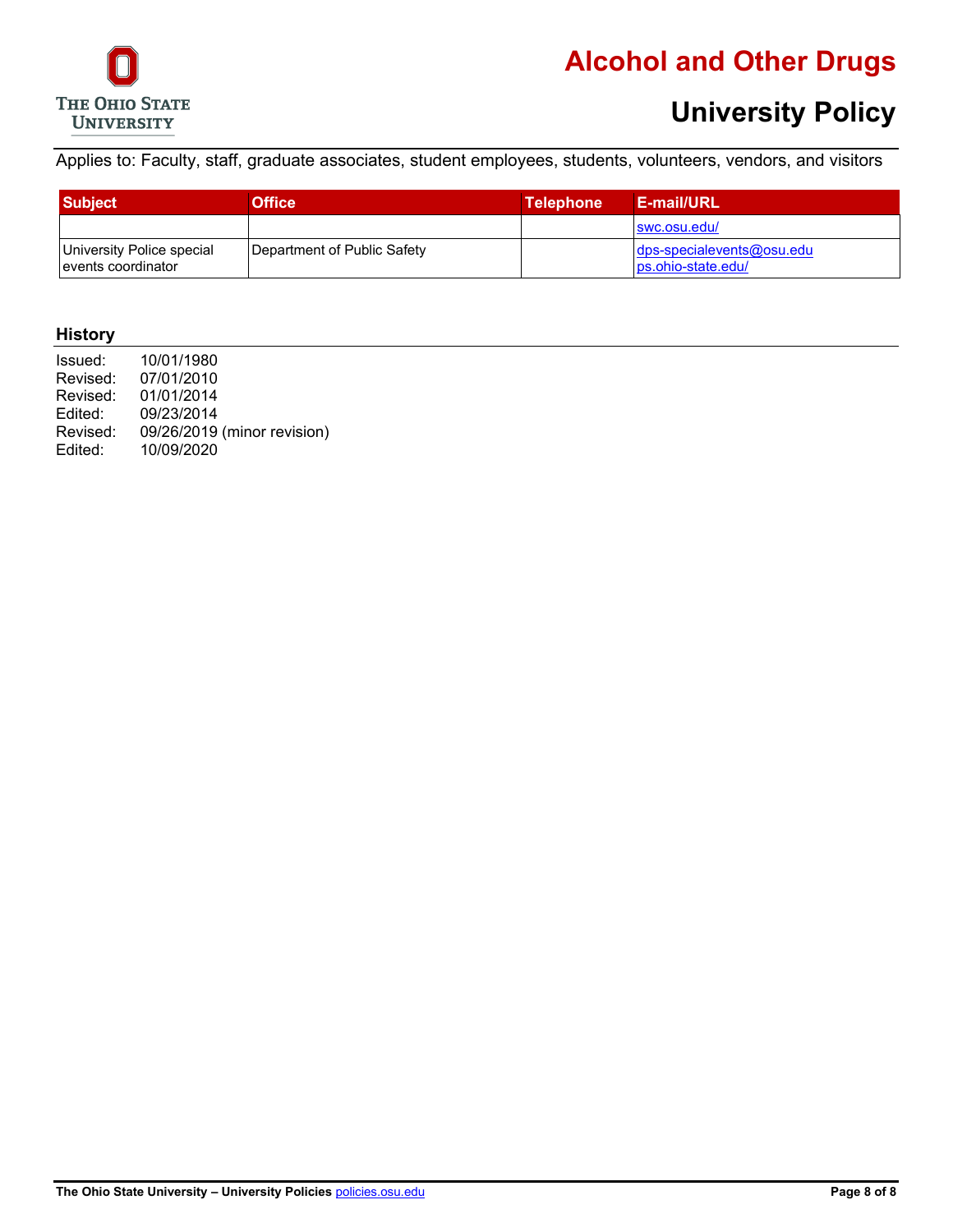Applies to: Faculty, staff, graduate associates, student employees, students, volunteers, vendors, and visitors

| Subject | Office | Telephone | E-mail/URL |
|---|---|---|---|
| | | | swc.osu.edu/ |
| University Police special events coordinator | Department of Public Safety | | dps-specialevents@osu.edu ps.ohio-state.edu/ |

## History

Issued: 10/01/1980
Revised: 07/01/2010
Revised: 01/01/2014
Edited: 09/23/2014
Revised: 09/26/2019 (minor revision)
Edited: 10/09/2020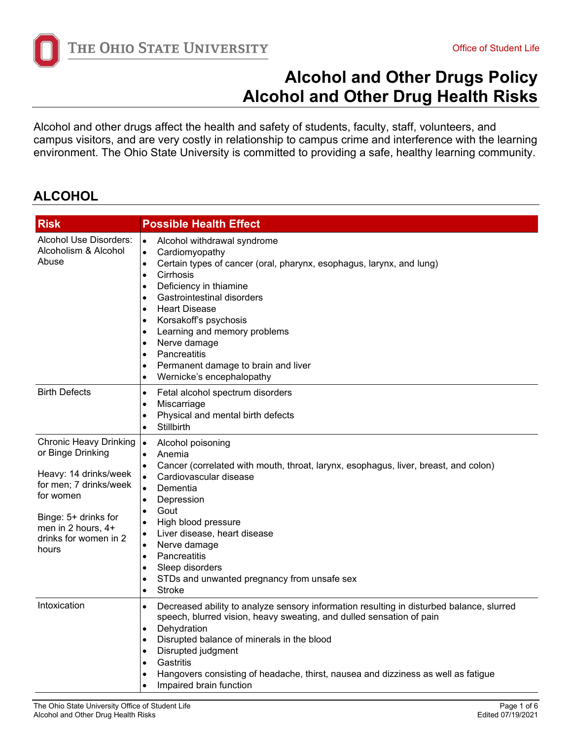# Alcohol and Other Drugs Policy
# Alcohol and Other Drug Health Risks

Alcohol and other drugs affect the health and safety of students, faculty, staff, volunteers, and campus visitors, and are very costly in relationship to campus crime and interference with the learning environment. The Ohio State University is committed to providing a safe, healthy learning community.

## ALCOHOL

| Risk | Possible Health Effect |
| --- | --- |
| Alcohol Use Disorders: Alcoholism & Alcohol Abuse | • Alcohol withdrawal syndrome<br>• Cardiomyopathy<br>• Certain types of cancer (oral, pharynx, esophagus, larynx, and lung)<br>• Cirrhosis<br>• Deficiency in thiamine<br>• Gastrointestinal disorders<br>• Heart Disease<br>• Korsakoff's psychosis<br>• Learning and memory problems<br>• Nerve damage<br>• Pancreatitis<br>• Permanent damage to brain and liver<br>• Wernicke's encephalopathy |
| Birth Defects | • Fetal alcohol spectrum disorders<br>• Miscarriage<br>• Physical and mental birth defects<br>• Stillbirth |
| Chronic Heavy Drinking or Binge Drinking<br><br>Heavy: 14 drinks/week for men; 7 drinks/week for women<br><br>Binge: 5+ drinks for men in 2 hours, 4+ drinks for women in 2 hours | • Alcohol poisoning<br>• Anemia<br>• Cancer (correlated with mouth, throat, larynx, esophagus, liver, breast, and colon)<br>• Cardiovascular disease<br>• Dementia<br>• Depression<br>• Gout<br>• High blood pressure<br>• Liver disease, heart disease<br>• Nerve damage<br>• Pancreatitis<br>• Sleep disorders<br>• STDs and unwanted pregnancy from unsafe sex<br>• Stroke |
| Intoxication | • Decreased ability to analyze sensory information resulting in disturbed balance, slurred speech, blurred vision, heavy sweating, and dulled sensation of pain<br>• Dehydration<br>• Disrupted balance of minerals in the blood<br>• Disrupted judgment<br>• Gastritis<br>• Hangovers consisting of headache, thirst, nausea and dizziness as well as fatigue<br>• Impaired brain function |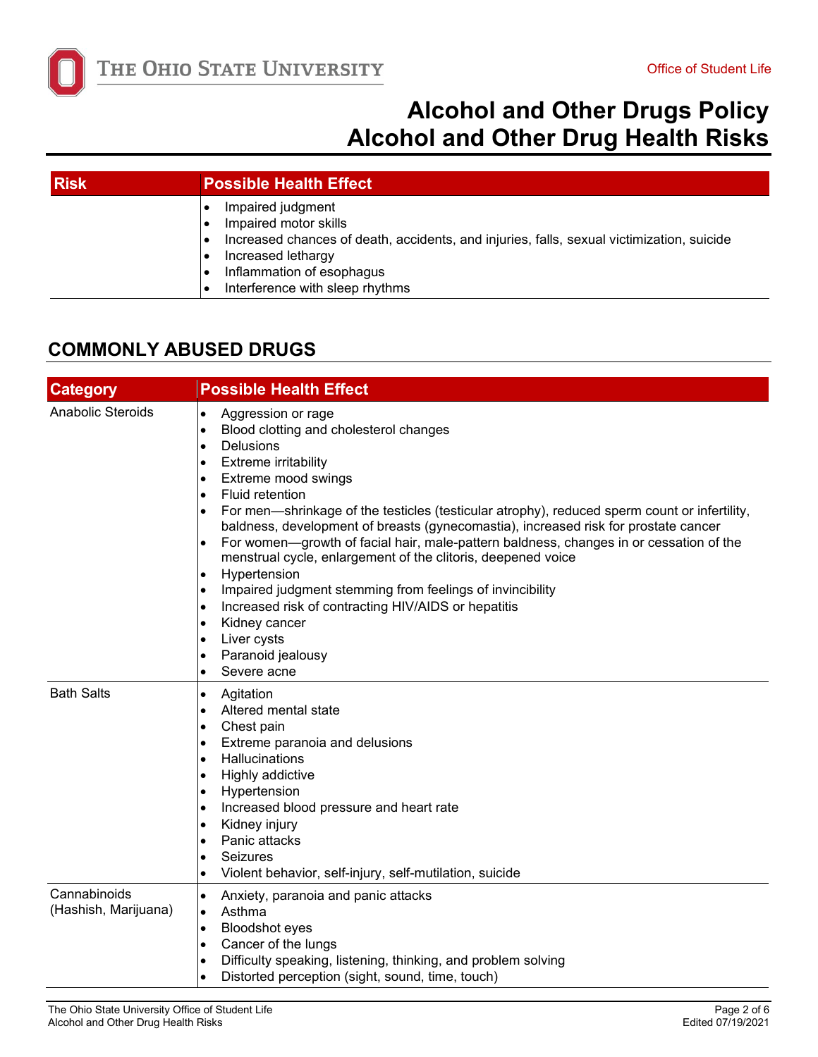# Alcohol and Other Drugs Policy
# Alcohol and Other Drug Health Risks

| Risk | Possible Health Effect |
|---|---|
| | • Impaired judgment<br>• Impaired motor skills<br>• Increased chances of death, accidents, and injuries, falls, sexual victimization, suicide<br>• Increased lethargy<br>• Inflammation of esophagus<br>• Interference with sleep rhythms |

## COMMONLY ABUSED DRUGS

| Category | Possible Health Effect |
|---|---|
| Anabolic Steroids | • Aggression or rage<br>• Blood clotting and cholesterol changes<br>• Delusions<br>• Extreme irritability<br>• Extreme mood swings<br>• Fluid retention<br>• For men—shrinkage of the testicles (testicular atrophy), reduced sperm count or infertility, baldness, development of breasts (gynecomastia), increased risk for prostate cancer<br>• For women—growth of facial hair, male-pattern baldness, changes in or cessation of the menstrual cycle, enlargement of the clitoris, deepened voice<br>• Hypertension<br>• Impaired judgment stemming from feelings of invincibility<br>• Increased risk of contracting HIV/AIDS or hepatitis<br>• Kidney cancer<br>• Liver cysts<br>• Paranoid jealousy<br>• Severe acne |
| Bath Salts | • Agitation<br>• Altered mental state<br>• Chest pain<br>• Extreme paranoia and delusions<br>• Hallucinations<br>• Highly addictive<br>• Hypertension<br>• Increased blood pressure and heart rate<br>• Kidney injury<br>• Panic attacks<br>• Seizures<br>• Violent behavior, self-injury, self-mutilation, suicide |
| Cannabinoids (Hashish, Marijuana) | • Anxiety, paranoia and panic attacks<br>• Asthma<br>• Bloodshot eyes<br>• Cancer of the lungs<br>• Difficulty speaking, listening, thinking, and problem solving<br>• Distorted perception (sight, sound, time, touch) |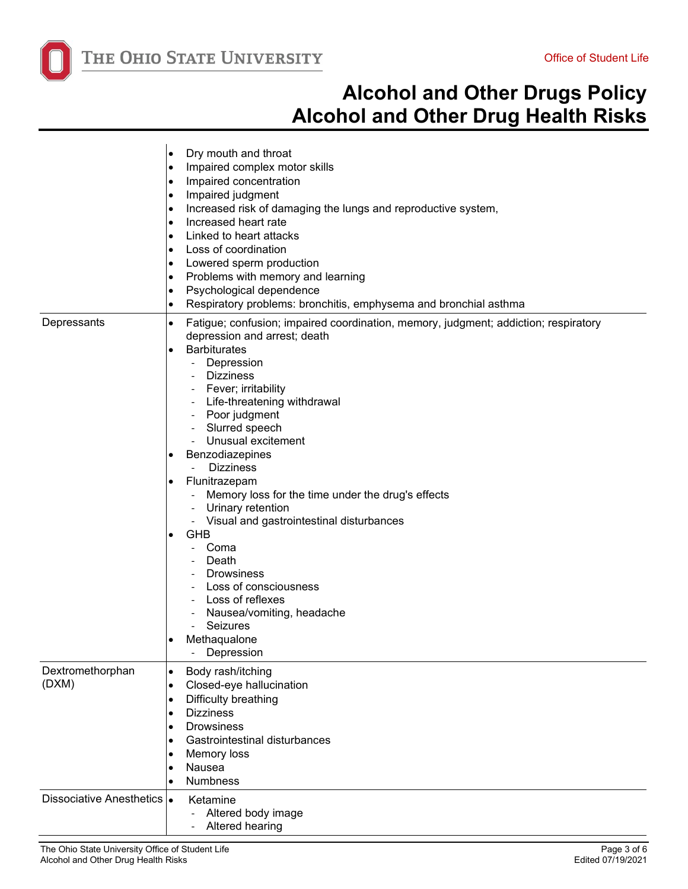# Alcohol and Other Drugs Policy
# Alcohol and Other Drug Health Risks

| | |
|---|---|
| | • Dry mouth and throat<br>• Impaired complex motor skills<br>• Impaired concentration<br>• Impaired judgment<br>• Increased risk of damaging the lungs and reproductive system,<br>• Increased heart rate<br>• Linked to heart attacks<br>• Loss of coordination<br>• Lowered sperm production<br>• Problems with memory and learning<br>• Psychological dependence<br>• Respiratory problems: bronchitis, emphysema and bronchial asthma |
| Depressants | • Fatigue; confusion; impaired coordination, memory, judgment; addiction; respiratory depression and arrest; death<br>• Barbiturates<br>  - Depression<br>  - Dizziness<br>  - Fever; irritability<br>  - Life-threatening withdrawal<br>  - Poor judgment<br>  - Slurred speech<br>  - Unusual excitement<br>• Benzodiazepines<br>  - Dizziness<br>• Flunitrazepam<br>  - Memory loss for the time under the drug's effects<br>  - Urinary retention<br>  - Visual and gastrointestinal disturbances<br>• GHB<br>  - Coma<br>  - Death<br>  - Drowsiness<br>  - Loss of consciousness<br>  - Loss of reflexes<br>  - Nausea/vomiting, headache<br>  - Seizures<br>• Methaqualone<br>  - Depression |
| Dextromethorphan (DXM) | • Body rash/itching<br>• Closed-eye hallucination<br>• Difficulty breathing<br>• Dizziness<br>• Drowsiness<br>• Gastrointestinal disturbances<br>• Memory loss<br>• Nausea<br>• Numbness |
| Dissociative Anesthetics | • Ketamine<br>  - Altered body image<br>  - Altered hearing |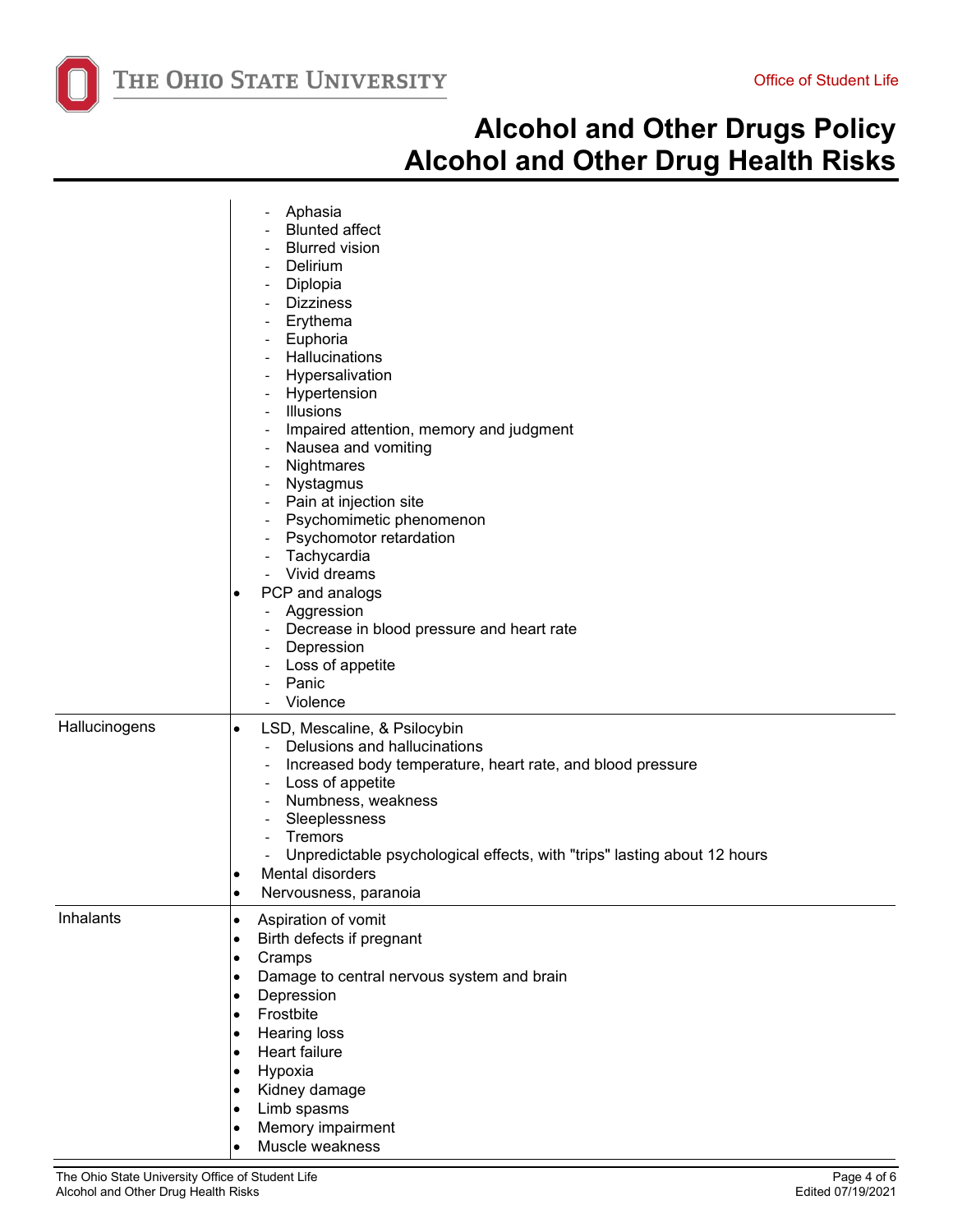# Alcohol and Other Drugs Policy
# Alcohol and Other Drug Health Risks

| | |
|---|---|
| | - Aphasia<br>- Blunted affect<br>- Blurred vision<br>- Delirium<br>- Diplopia<br>- Dizziness<br>- Erythema<br>- Euphoria<br>- Hallucinations<br>- Hypersalivation<br>- Hypertension<br>- Illusions<br>- Impaired attention, memory and judgment<br>- Nausea and vomiting<br>- Nightmares<br>- Nystagmus<br>- Pain at injection site<br>- Psychomimetic phenomenon<br>- Psychomotor retardation<br>- Tachycardia<br>- Vivid dreams<br>• PCP and analogs<br>- Aggression<br>- Decrease in blood pressure and heart rate<br>- Depression<br>- Loss of appetite<br>- Panic<br>- Violence |
| Hallucinogens | • LSD, Mescaline, & Psilocybin<br>- Delusions and hallucinations<br>- Increased body temperature, heart rate, and blood pressure<br>- Loss of appetite<br>- Numbness, weakness<br>- Sleeplessness<br>- Tremors<br>- Unpredictable psychological effects, with "trips" lasting about 12 hours<br>• Mental disorders<br>• Nervousness, paranoia |
| Inhalants | • Aspiration of vomit<br>• Birth defects if pregnant<br>• Cramps<br>• Damage to central nervous system and brain<br>• Depression<br>• Frostbite<br>• Hearing loss<br>• Heart failure<br>• Hypoxia<br>• Kidney damage<br>• Limb spasms<br>• Memory impairment<br>• Muscle weakness |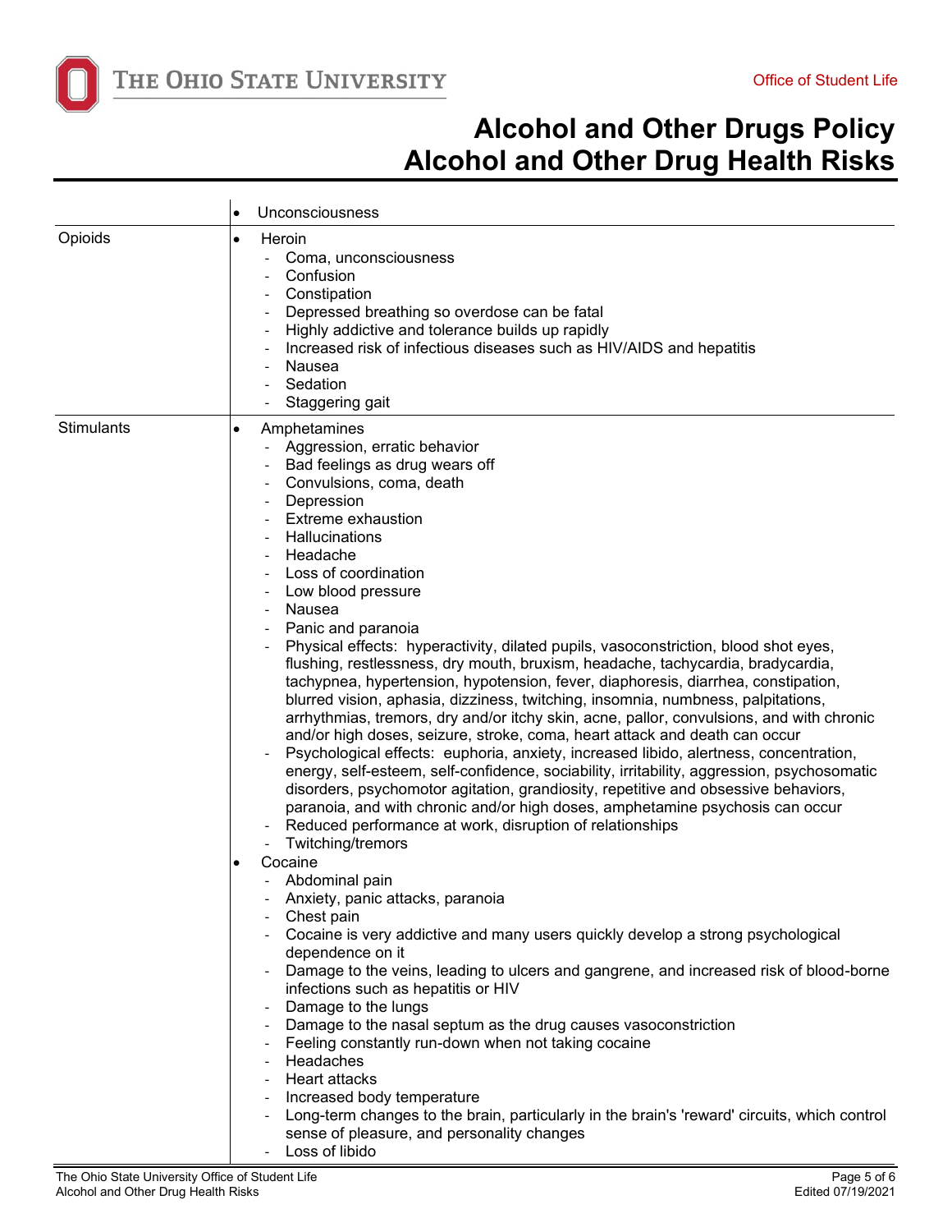# Alcohol and Other Drugs Policy
# Alcohol and Other Drug Health Risks

| | |
|---|---|
| | • Unconsciousness |
| Opioids | • Heroin<br>- Coma, unconsciousness<br>- Confusion<br>- Constipation<br>- Depressed breathing so overdose can be fatal<br>- Highly addictive and tolerance builds up rapidly<br>- Increased risk of infectious diseases such as HIV/AIDS and hepatitis<br>- Nausea<br>- Sedation<br>- Staggering gait |
| Stimulants | • Amphetamines<br>- Aggression, erratic behavior<br>- Bad feelings as drug wears off<br>- Convulsions, coma, death<br>- Depression<br>- Extreme exhaustion<br>- Hallucinations<br>- Headache<br>- Loss of coordination<br>- Low blood pressure<br>- Nausea<br>- Panic and paranoia<br>- Physical effects: hyperactivity, dilated pupils, vasoconstriction, blood shot eyes, flushing, restlessness, dry mouth, bruxism, headache, tachycardia, bradycardia, tachypnea, hypertension, hypotension, fever, diaphoresis, diarrhea, constipation, blurred vision, aphasia, dizziness, twitching, insomnia, numbness, palpitations, arrhythmias, tremors, dry and/or itchy skin, acne, pallor, convulsions, and with chronic and/or high doses, seizure, stroke, coma, heart attack and death can occur<br>- Psychological effects: euphoria, anxiety, increased libido, alertness, concentration, energy, self-esteem, self-confidence, sociability, irritability, aggression, psychosomatic disorders, psychomotor agitation, grandiosity, repetitive and obsessive behaviors, paranoia, and with chronic and/or high doses, amphetamine psychosis can occur<br>- Reduced performance at work, disruption of relationships<br>- Twitching/tremors<br>• Cocaine<br>- Abdominal pain<br>- Anxiety, panic attacks, paranoia<br>- Chest pain<br>- Cocaine is very addictive and many users quickly develop a strong psychological dependence on it<br>- Damage to the veins, leading to ulcers and gangrene, and increased risk of blood-borne infections such as hepatitis or HIV<br>- Damage to the lungs<br>- Damage to the nasal septum as the drug causes vasoconstriction<br>- Feeling constantly run-down when not taking cocaine<br>- Headaches<br>- Heart attacks<br>- Increased body temperature<br>- Long-term changes to the brain, particularly in the brain's 'reward' circuits, which control sense of pleasure, and personality changes<br>- Loss of libido |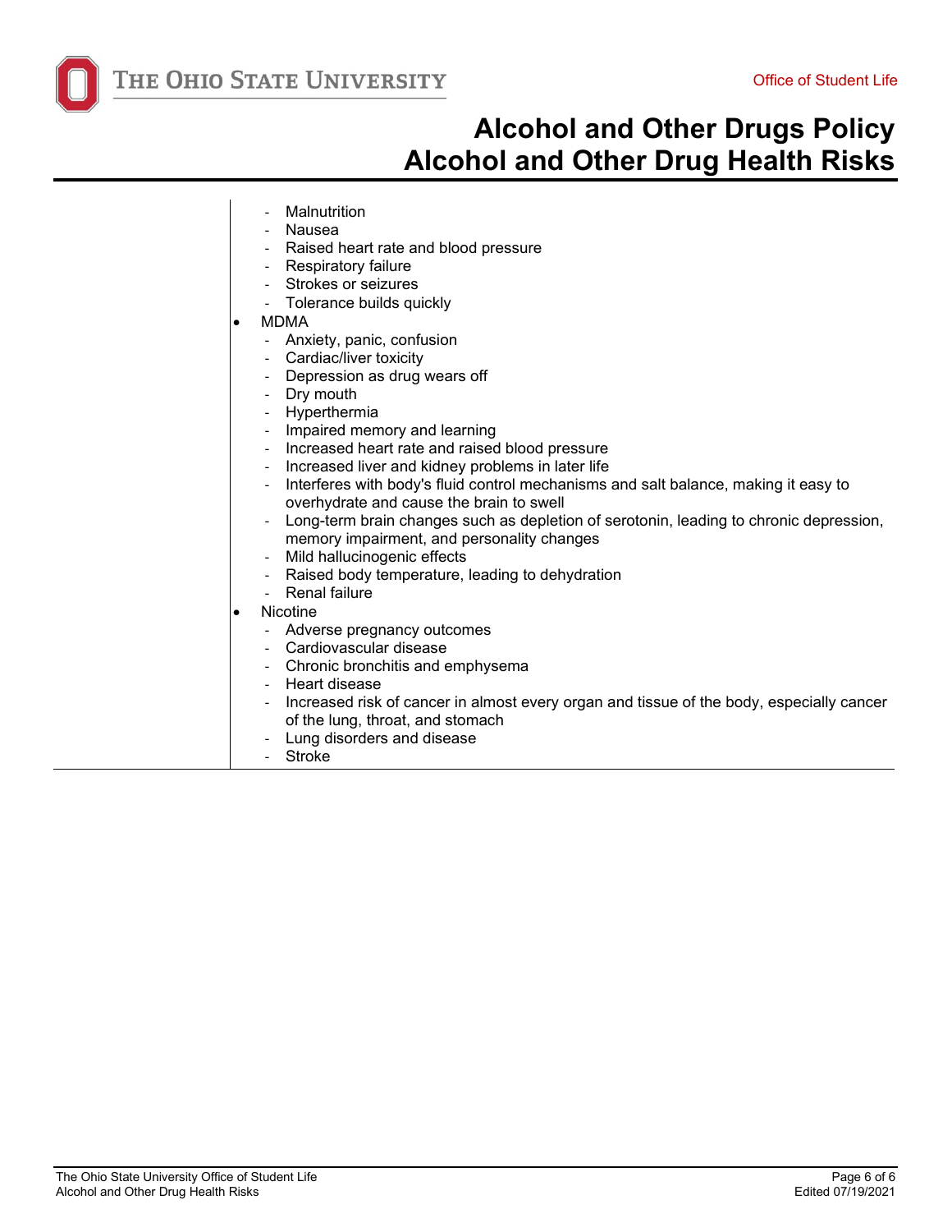- Malnutrition
- Nausea
- Raised heart rate and blood pressure
- Respiratory failure
- Strokes or seizures
- Tolerance builds quickly

- MDMA
  - Anxiety, panic, confusion
  - Cardiac/liver toxicity
  - Depression as drug wears off
  - Dry mouth
  - Hyperthermia
  - Impaired memory and learning
  - Increased heart rate and raised blood pressure
  - Increased liver and kidney problems in later life
  - Interferes with body's fluid control mechanisms and salt balance, making it easy to overhydrate and cause the brain to swell
  - Long-term brain changes such as depletion of serotonin, leading to chronic depression, memory impairment, and personality changes
  - Mild hallucinogenic effects
  - Raised body temperature, leading to dehydration
  - Renal failure
- Nicotine
  - Adverse pregnancy outcomes
  - Cardiovascular disease
  - Chronic bronchitis and emphysema
  - Heart disease
  - Increased risk of cancer in almost every organ and tissue of the body, especially cancer of the lung, throat, and stomach
  - Lung disorders and disease
  - Stroke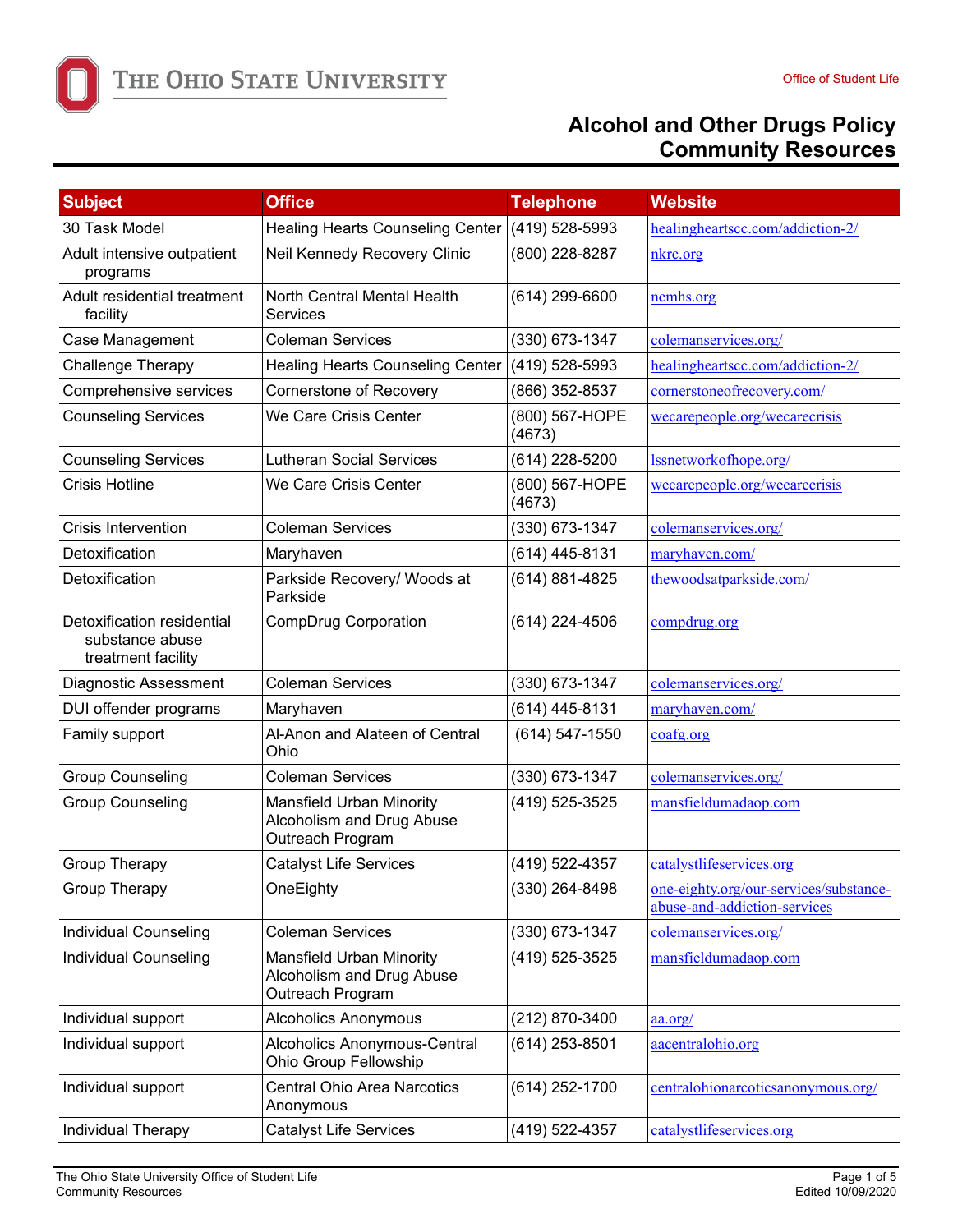# Alcohol and Other Drugs Policy Community Resources

| Subject | Office | Telephone | Website |
|---|---|---|---|
| 30 Task Model | Healing Hearts Counseling Center | (419) 528-5993 | healingheartscc.com/addiction-2/ |
| Adult intensive outpatient programs | Neil Kennedy Recovery Clinic | (800) 228-8287 | nkrc.org |
| Adult residential treatment facility | North Central Mental Health Services | (614) 299-6600 | ncmhs.org |
| Case Management | Coleman Services | (330) 673-1347 | colemanservices.org/ |
| Challenge Therapy | Healing Hearts Counseling Center | (419) 528-5993 | healingheartscc.com/addiction-2/ |
| Comprehensive services | Cornerstone of Recovery | (866) 352-8537 | cornerstoneofrecovery.com/ |
| Counseling Services | We Care Crisis Center | (800) 567-HOPE (4673) | wecarepeople.org/wecarecrisis |
| Counseling Services | Lutheran Social Services | (614) 228-5200 | lssnetworkofhope.org/ |
| Crisis Hotline | We Care Crisis Center | (800) 567-HOPE (4673) | wecarepeople.org/wecarecrisis |
| Crisis Intervention | Coleman Services | (330) 673-1347 | colemanservices.org/ |
| Detoxification | Maryhaven | (614) 445-8131 | maryhaven.com/ |
| Detoxification | Parkside Recovery/ Woods at Parkside | (614) 881-4825 | thewoodsatparkside.com/ |
| Detoxification residential substance abuse treatment facility | CompDrug Corporation | (614) 224-4506 | compdrug.org |
| Diagnostic Assessment | Coleman Services | (330) 673-1347 | colemanservices.org/ |
| DUI offender programs | Maryhaven | (614) 445-8131 | maryhaven.com/ |
| Family support | Al-Anon and Alateen of Central Ohio | (614) 547-1550 | coafg.org |
| Group Counseling | Coleman Services | (330) 673-1347 | colemanservices.org/ |
| Group Counseling | Mansfield Urban Minority Alcoholism and Drug Abuse Outreach Program | (419) 525-3525 | mansfieldumadaop.com |
| Group Therapy | Catalyst Life Services | (419) 522-4357 | catalystlifeservices.org |
| Group Therapy | OneEighty | (330) 264-8498 | one-eighty.org/our-services/substance-abuse-and-addiction-services |
| Individual Counseling | Coleman Services | (330) 673-1347 | colemanservices.org/ |
| Individual Counseling | Mansfield Urban Minority Alcoholism and Drug Abuse Outreach Program | (419) 525-3525 | mansfieldumadaop.com |
| Individual support | Alcoholics Anonymous | (212) 870-3400 | aa.org/ |
| Individual support | Alcoholics Anonymous-Central Ohio Group Fellowship | (614) 253-8501 | aacentralohio.org |
| Individual support | Central Ohio Area Narcotics Anonymous | (614) 252-1700 | centralohionarcoticsanonymous.org/ |
| Individual Therapy | Catalyst Life Services | (419) 522-4357 | catalystlifeservices.org |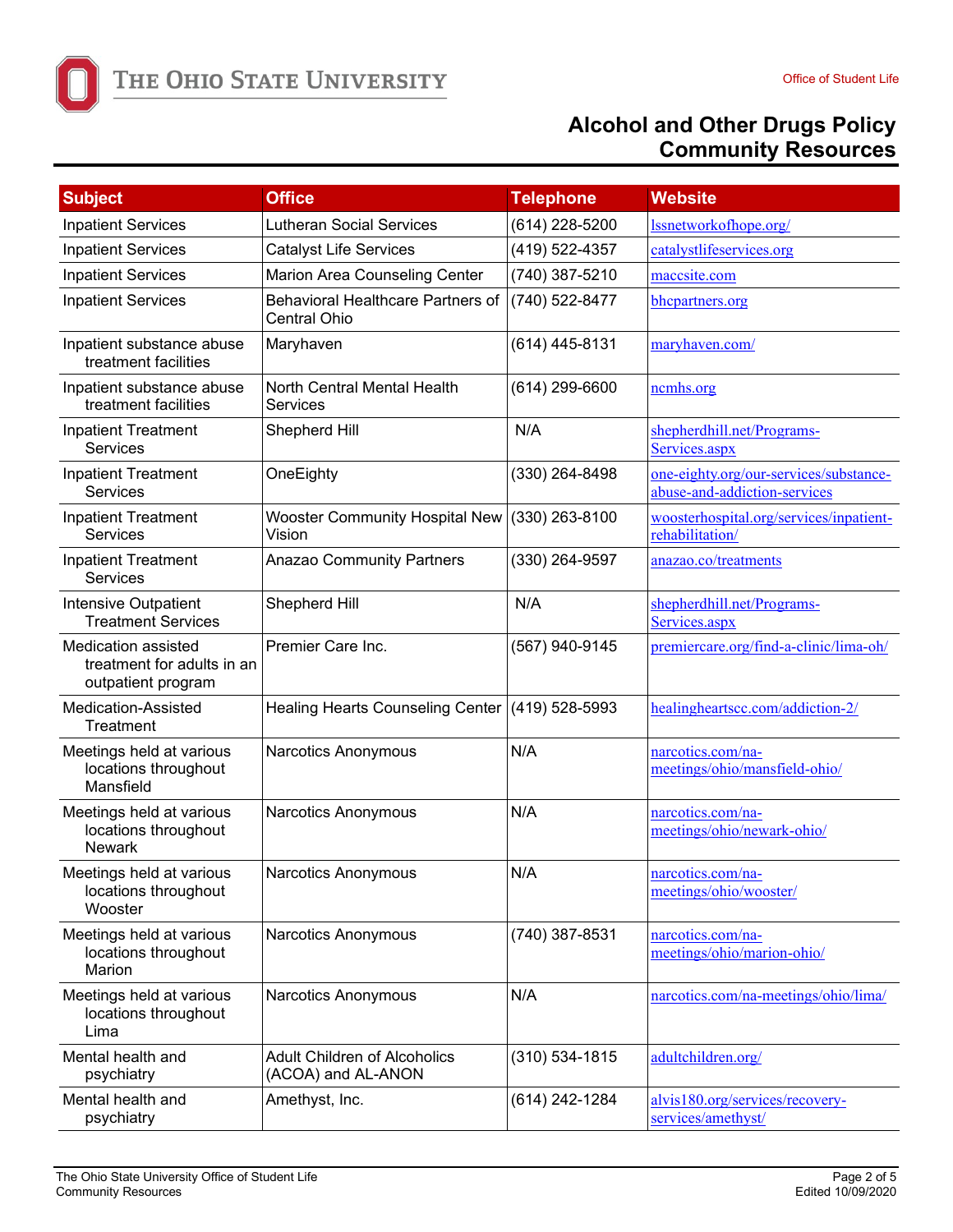# Alcohol and Other Drugs Policy
## Community Resources

| Subject | Office | Telephone | Website |
|---|---|---|---|
| Inpatient Services | Lutheran Social Services | (614) 228-5200 | lssnetworkofhope.org/ |
| Inpatient Services | Catalyst Life Services | (419) 522-4357 | catalystlifeservices.org |
| Inpatient Services | Marion Area Counseling Center | (740) 387-5210 | maccsite.com |
| Inpatient Services | Behavioral Healthcare Partners of Central Ohio | (740) 522-8477 | bhcpartners.org |
| Inpatient substance abuse treatment facilities | Maryhaven | (614) 445-8131 | maryhaven.com/ |
| Inpatient substance abuse treatment facilities | North Central Mental Health Services | (614) 299-6600 | ncmhs.org |
| Inpatient Treatment Services | Shepherd Hill | N/A | shepherdhill.net/Programs-Services.aspx |
| Inpatient Treatment Services | OneEighty | (330) 264-8498 | one-eighty.org/our-services/substance-abuse-and-addiction-services |
| Inpatient Treatment Services | Wooster Community Hospital New Vision | (330) 263-8100 | woosterhospital.org/services/inpatient-rehabilitation/ |
| Inpatient Treatment Services | Anazao Community Partners | (330) 264-9597 | anazao.co/treatments |
| Intensive Outpatient Treatment Services | Shepherd Hill | N/A | shepherdhill.net/Programs-Services.aspx |
| Medication assisted treatment for adults in an outpatient program | Premier Care Inc. | (567) 940-9145 | premiercare.org/find-a-clinic/lima-oh/ |
| Medication-Assisted Treatment | Healing Hearts Counseling Center | (419) 528-5993 | healingheartscc.com/addiction-2/ |
| Meetings held at various locations throughout Mansfield | Narcotics Anonymous | N/A | narcotics.com/na-meetings/ohio/mansfield-ohio/ |
| Meetings held at various locations throughout Newark | Narcotics Anonymous | N/A | narcotics.com/na-meetings/ohio/newark-ohio/ |
| Meetings held at various locations throughout Wooster | Narcotics Anonymous | N/A | narcotics.com/na-meetings/ohio/wooster/ |
| Meetings held at various locations throughout Marion | Narcotics Anonymous | (740) 387-8531 | narcotics.com/na-meetings/ohio/marion-ohio/ |
| Meetings held at various locations throughout Lima | Narcotics Anonymous | N/A | narcotics.com/na-meetings/ohio/lima/ |
| Mental health and psychiatry | Adult Children of Alcoholics (ACOA) and AL-ANON | (310) 534-1815 | adultchildren.org/ |
| Mental health and psychiatry | Amethyst, Inc. | (614) 242-1284 | alvis180.org/services/recovery-services/amethyst/ |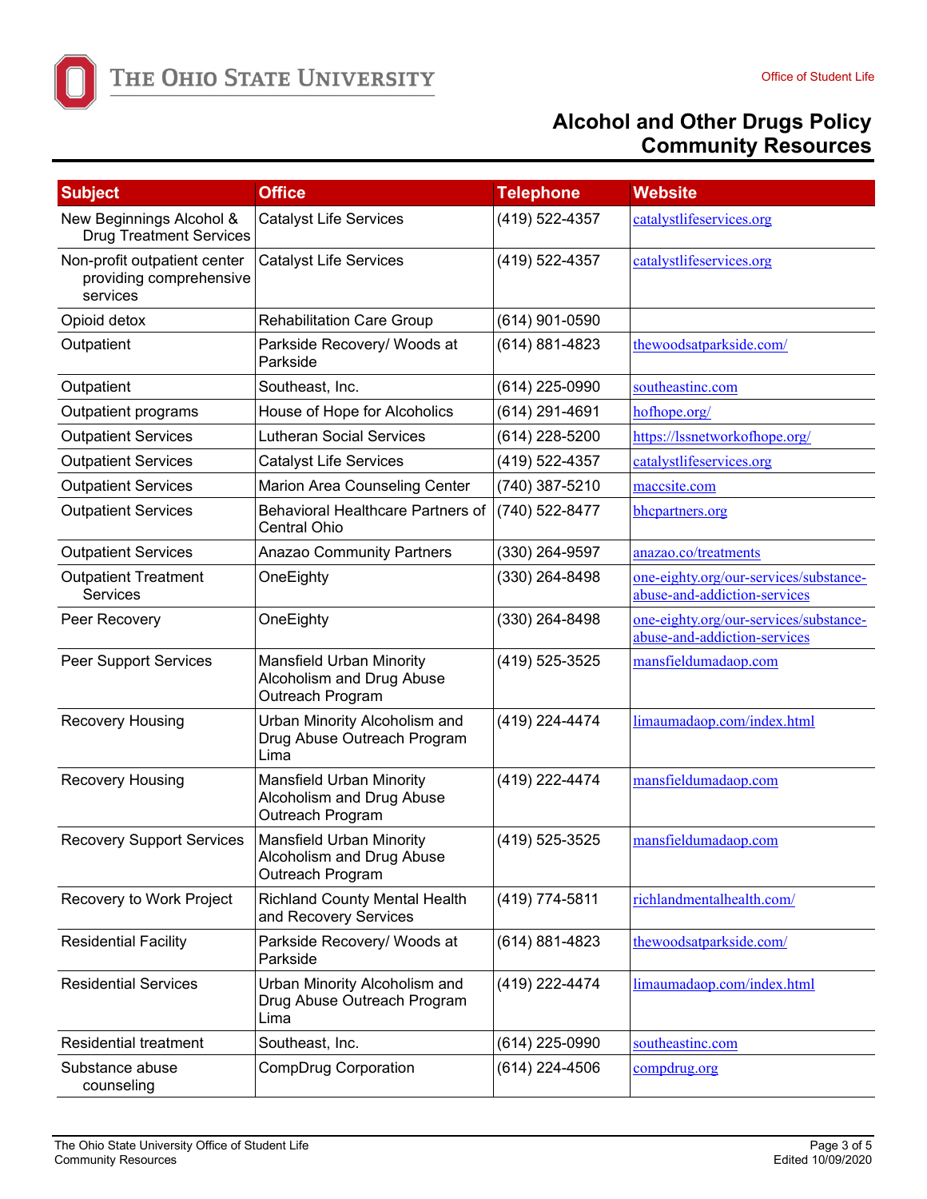## Alcohol and Other Drugs Policy Community Resources

| Subject | Office | Telephone | Website |
|---|---|---|---|
| New Beginnings Alcohol & Drug Treatment Services | Catalyst Life Services | (419) 522-4357 | catalystlifeservices.org |
| Non-profit outpatient center providing comprehensive services | Catalyst Life Services | (419) 522-4357 | catalystlifeservices.org |
| Opioid detox | Rehabilitation Care Group | (614) 901-0590 | |
| Outpatient | Parkside Recovery/ Woods at Parkside | (614) 881-4823 | thewoodsatparkside.com/ |
| Outpatient | Southeast, Inc. | (614) 225-0990 | southeastinc.com |
| Outpatient programs | House of Hope for Alcoholics | (614) 291-4691 | hofhope.org/ |
| Outpatient Services | Lutheran Social Services | (614) 228-5200 | https://lssnetworkofhope.org/ |
| Outpatient Services | Catalyst Life Services | (419) 522-4357 | catalystlifeservices.org |
| Outpatient Services | Marion Area Counseling Center | (740) 387-5210 | maccsite.com |
| Outpatient Services | Behavioral Healthcare Partners of Central Ohio | (740) 522-8477 | bhcpartners.org |
| Outpatient Services | Anazao Community Partners | (330) 264-9597 | anazao.co/treatments |
| Outpatient Treatment Services | OneEighty | (330) 264-8498 | one-eighty.org/our-services/substance-abuse-and-addiction-services |
| Peer Recovery | OneEighty | (330) 264-8498 | one-eighty.org/our-services/substance-abuse-and-addiction-services |
| Peer Support Services | Mansfield Urban Minority Alcoholism and Drug Abuse Outreach Program | (419) 525-3525 | mansfieldumadaop.com |
| Recovery Housing | Urban Minority Alcoholism and Drug Abuse Outreach Program Lima | (419) 224-4474 | limaumadaop.com/index.html |
| Recovery Housing | Mansfield Urban Minority Alcoholism and Drug Abuse Outreach Program | (419) 222-4474 | mansfieldumadaop.com |
| Recovery Support Services | Mansfield Urban Minority Alcoholism and Drug Abuse Outreach Program | (419) 525-3525 | mansfieldumadaop.com |
| Recovery to Work Project | Richland County Mental Health and Recovery Services | (419) 774-5811 | richlandmentalhealth.com/ |
| Residential Facility | Parkside Recovery/ Woods at Parkside | (614) 881-4823 | thewoodsatparkside.com/ |
| Residential Services | Urban Minority Alcoholism and Drug Abuse Outreach Program Lima | (419) 222-4474 | limaumadaop.com/index.html |
| Residential treatment | Southeast, Inc. | (614) 225-0990 | southeastinc.com |
| Substance abuse counseling | CompDrug Corporation | (614) 224-4506 | compdrug.org |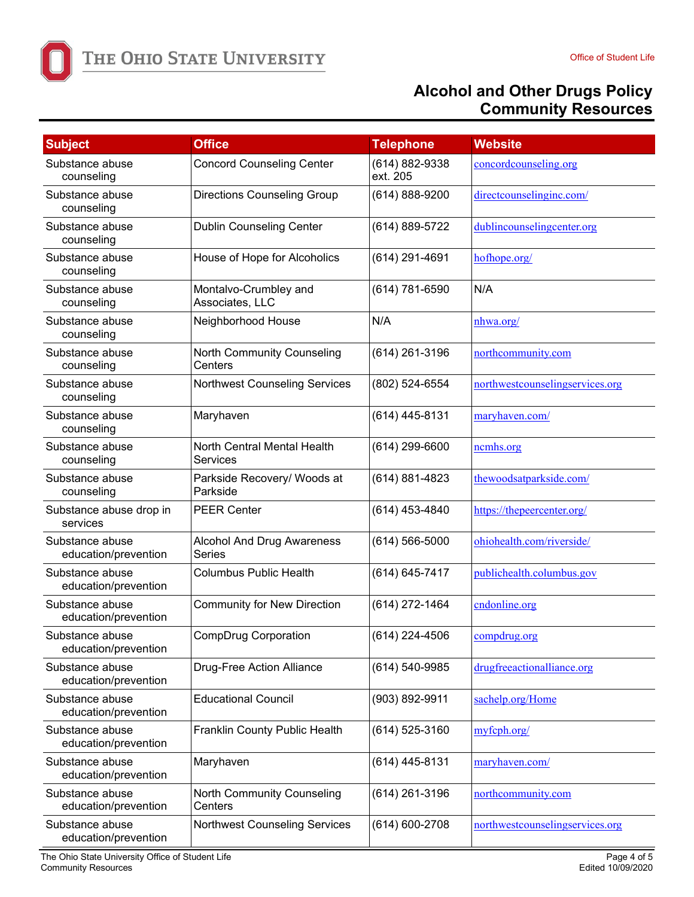# Alcohol and Other Drugs Policy
## Community Resources

| Subject | Office | Telephone | Website |
|---|---|---|---|
| Substance abuse counseling | Concord Counseling Center | (614) 882-9338 ext. 205 | concordcounseling.org |
| Substance abuse counseling | Directions Counseling Group | (614) 888-9200 | directcounselinginc.com/ |
| Substance abuse counseling | Dublin Counseling Center | (614) 889-5722 | dublincounselingcenter.org |
| Substance abuse counseling | House of Hope for Alcoholics | (614) 291-4691 | hofhope.org/ |
| Substance abuse counseling | Montalvo-Crumbley and Associates, LLC | (614) 781-6590 | N/A |
| Substance abuse counseling | Neighborhood House | N/A | nhwa.org/ |
| Substance abuse counseling | North Community Counseling Centers | (614) 261-3196 | northcommunity.com |
| Substance abuse counseling | Northwest Counseling Services | (802) 524-6554 | northwestcounselingservices.org |
| Substance abuse counseling | Maryhaven | (614) 445-8131 | maryhaven.com/ |
| Substance abuse counseling | North Central Mental Health Services | (614) 299-6600 | ncmhs.org |
| Substance abuse counseling | Parkside Recovery/ Woods at Parkside | (614) 881-4823 | thewoodsatparkside.com/ |
| Substance abuse drop in services | PEER Center | (614) 453-4840 | https://thepeercenter.org/ |
| Substance abuse education/prevention | Alcohol And Drug Awareness Series | (614) 566-5000 | ohiohealth.com/riverside/ |
| Substance abuse education/prevention | Columbus Public Health | (614) 645-7417 | publichealth.columbus.gov |
| Substance abuse education/prevention | Community for New Direction | (614) 272-1464 | cndonline.org |
| Substance abuse education/prevention | CompDrug Corporation | (614) 224-4506 | compdrug.org |
| Substance abuse education/prevention | Drug-Free Action Alliance | (614) 540-9985 | drugfreeactionalliance.org |
| Substance abuse education/prevention | Educational Council | (903) 892-9911 | sachelp.org/Home |
| Substance abuse education/prevention | Franklin County Public Health | (614) 525-3160 | myfcph.org/ |
| Substance abuse education/prevention | Maryhaven | (614) 445-8131 | maryhaven.com/ |
| Substance abuse education/prevention | North Community Counseling Centers | (614) 261-3196 | northcommunity.com |
| Substance abuse education/prevention | Northwest Counseling Services | (614) 600-2708 | northwestcounselingservices.org |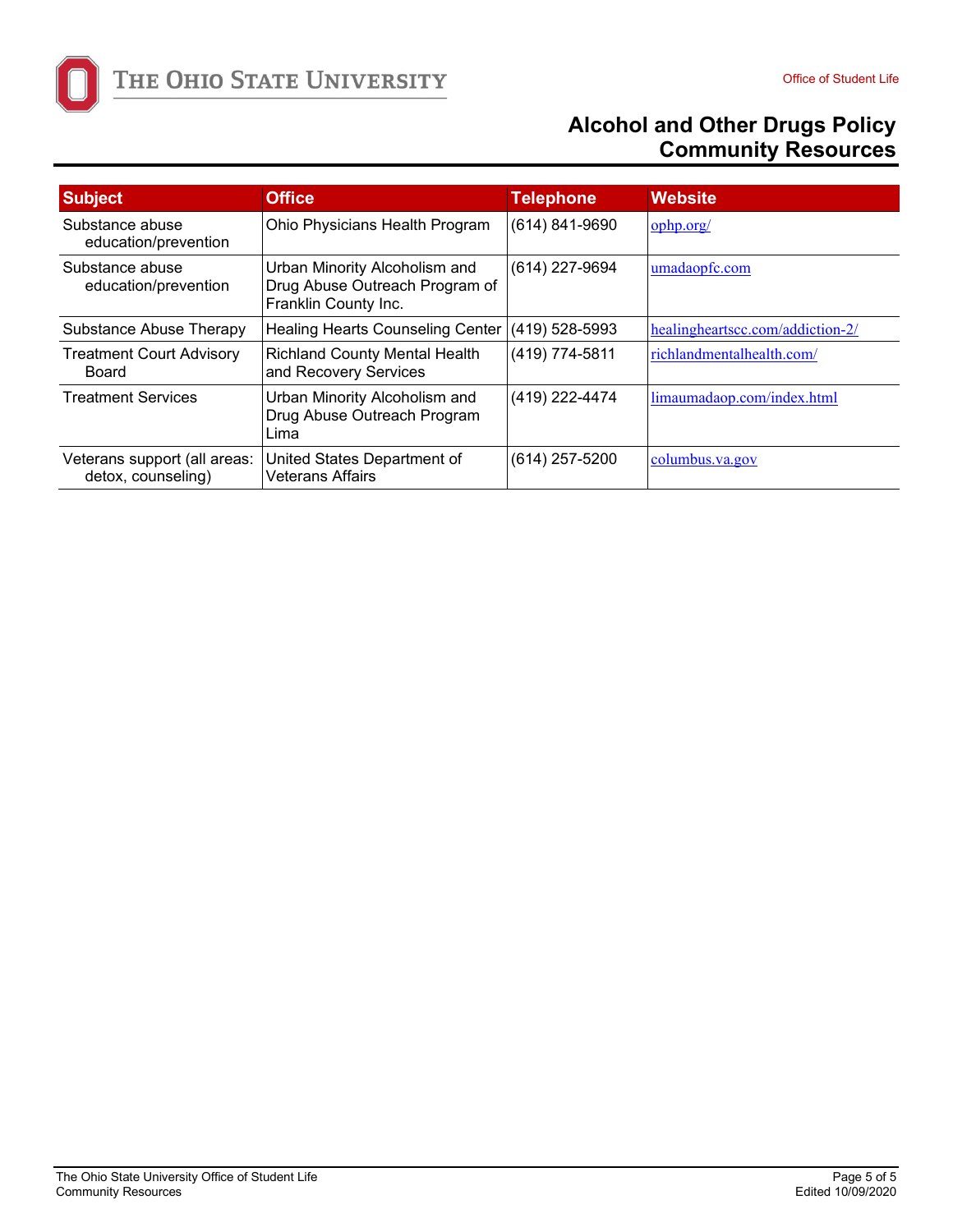## Alcohol and Other Drugs Policy Community Resources

| Subject | Office | Telephone | Website |
|---|---|---|---|
| Substance abuse education/prevention | Ohio Physicians Health Program | (614) 841-9690 | ophp.org/ |
| Substance abuse education/prevention | Urban Minority Alcoholism and Drug Abuse Outreach Program of Franklin County Inc. | (614) 227-9694 | umadaopfc.com |
| Substance Abuse Therapy | Healing Hearts Counseling Center | (419) 528-5993 | healingheartscc.com/addiction-2/ |
| Treatment Court Advisory Board | Richland County Mental Health and Recovery Services | (419) 774-5811 | richlandmentalhealth.com/ |
| Treatment Services | Urban Minority Alcoholism and Drug Abuse Outreach Program Lima | (419) 222-4474 | limaumadaop.com/index.html |
| Veterans support (all areas: detox, counseling) | United States Department of Veterans Affairs | (614) 257-5200 | columbus.va.gov |